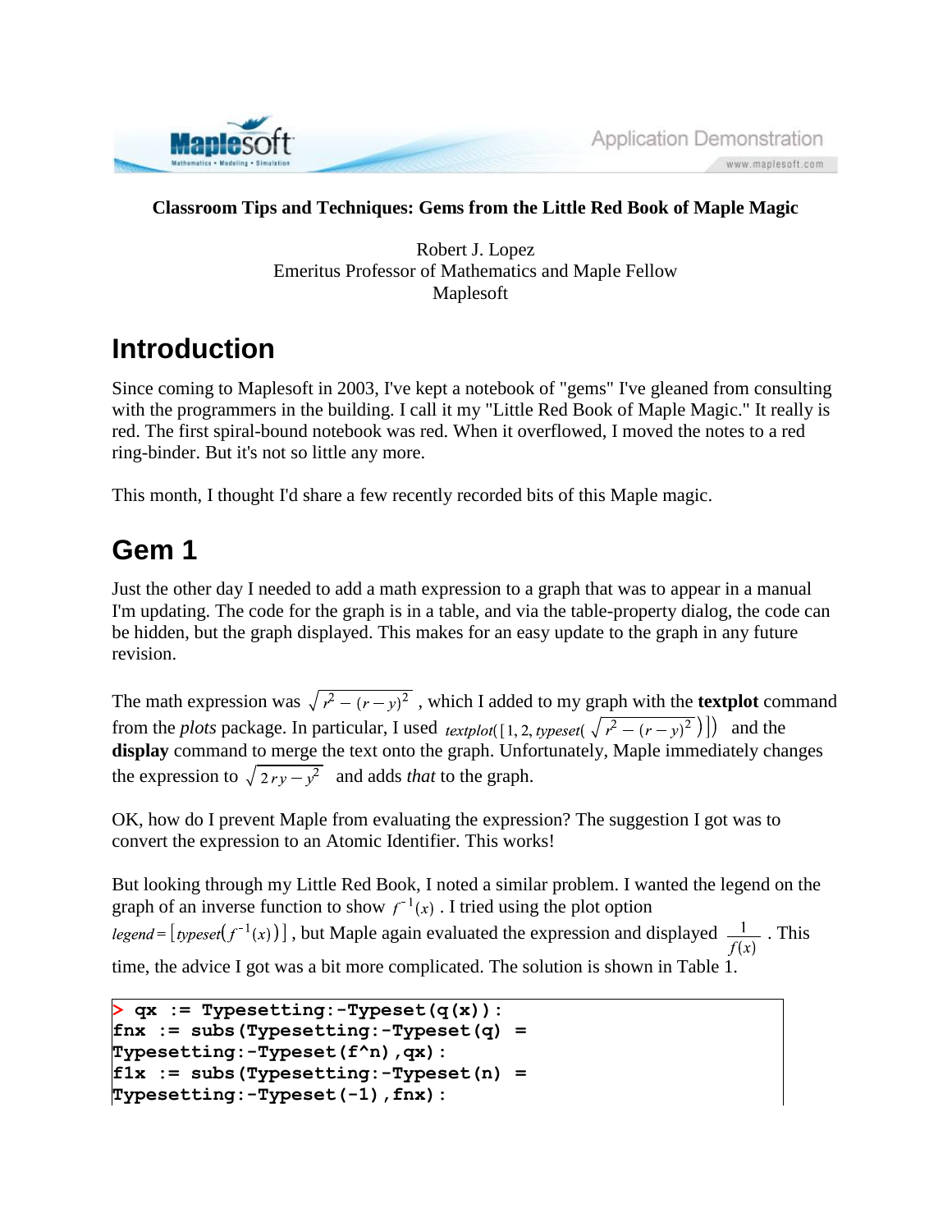**Classroom Tips and Techniques: Gems from the Little Red Book of Maple Magic**

Robert J. Lopez
Emeritus Professor of Mathematics and Maple Fellow
Maplesoft

# Introduction

Since coming to Maplesoft in 2003, I've kept a notebook of "gems" I've gleaned from consulting with the programmers in the building. I call it my "Little Red Book of Maple Magic." It really is red. The first spiral-bound notebook was red. When it overflowed, I moved the notes to a red ring-binder. But it's not so little any more.

This month, I thought I'd share a few recently recorded bits of this Maple magic.

# Gem 1

Just the other day I needed to add a math expression to a graph that was to appear in a manual I'm updating. The code for the graph is in a table, and via the table-property dialog, the code can be hidden, but the graph displayed. This makes for an easy update to the graph in any future revision.

The math expression was $\sqrt{r^2 - (r-y)^2}$ , which I added to my graph with the **textplot** command from the *plots* package. In particular, I used $textplot\left([1, 2, typeset\left(\sqrt{r^2 - (r-y)^2}\right)]\right)$ and the **display** command to merge the text onto the graph. Unfortunately, Maple immediately changes the expression to $\sqrt{2\,r\,y - y^2}$ and adds *that* to the graph.

OK, how do I prevent Maple from evaluating the expression? The suggestion I got was to convert the expression to an Atomic Identifier. This works!

But looking through my Little Red Book, I noted a similar problem. I wanted the legend on the graph of an inverse function to show $f^{-1}(x)$ . I tried using the plot option $legend = [typeset(f^{-1}(x))]$ , but Maple again evaluated the expression and displayed $\frac{1}{f(x)}$ . This time, the advice I got was a bit more complicated. The solution is shown in Table 1.

```
> qx := Typesetting:-Typeset(q(x)):
fnx := subs(Typesetting:-Typeset(q) =
Typesetting:-Typeset(f^n),qx):
f1x := subs(Typesetting:-Typeset(n) =
Typesetting:-Typeset(-1),fnx):
```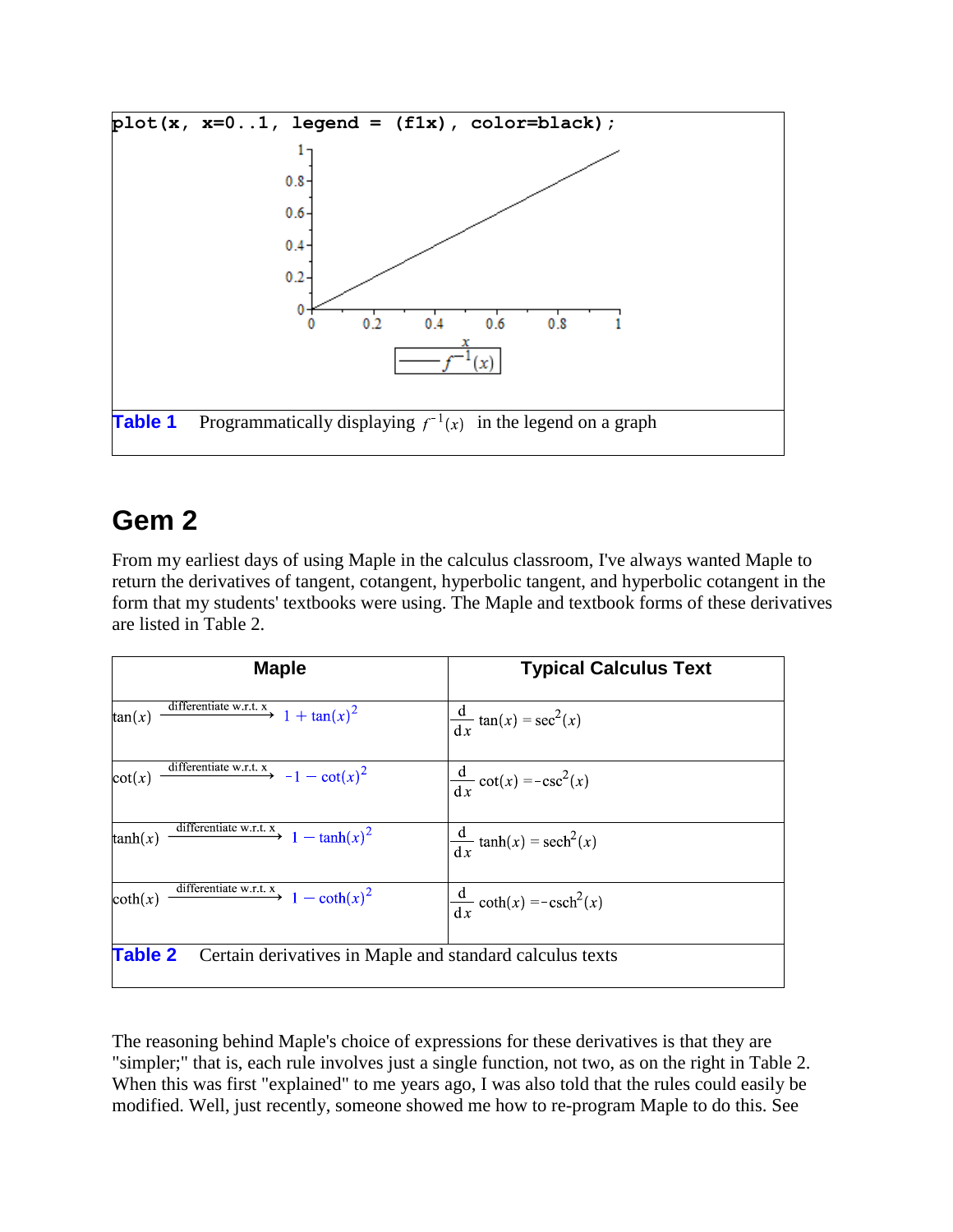```
plot(x, x=0..1, legend = (f1x), color=black);
```

**Table 1** Programmatically displaying $f^{-1}(x)$ in the legend on a graph

## Gem 2

From my earliest days of using Maple in the calculus classroom, I've always wanted Maple to return the derivatives of tangent, cotangent, hyperbolic tangent, and hyperbolic cotangent in the form that my students' textbooks were using. The Maple and textbook forms of these derivatives are listed in Table 2.

| Maple | Typical Calculus Text |
|---|---|
| $\tan(x) \xrightarrow{\text{differentiate w.r.t. x}} 1+\tan(x)^2$ | $\frac{d}{dx}\tan(x) = \sec^2(x)$ |
| $\cot(x) \xrightarrow{\text{differentiate w.r.t. x}} -1-\cot(x)^2$ | $\frac{d}{dx}\cot(x) = -\csc^2(x)$ |
| $\tanh(x) \xrightarrow{\text{differentiate w.r.t. x}} 1-\tanh(x)^2$ | $\frac{d}{dx}\tanh(x) = \text{sech}^2(x)$ |
| $\coth(x) \xrightarrow{\text{differentiate w.r.t. x}} 1-\coth(x)^2$ | $\frac{d}{dx}\coth(x) = -\text{csch}^2(x)$ |

**Table 2** Certain derivatives in Maple and standard calculus texts

The reasoning behind Maple's choice of expressions for these derivatives is that they are "simpler;" that is, each rule involves just a single function, not two, as on the right in Table 2. When this was first "explained" to me years ago, I was also told that the rules could easily be modified. Well, just recently, someone showed me how to re-program Maple to do this. See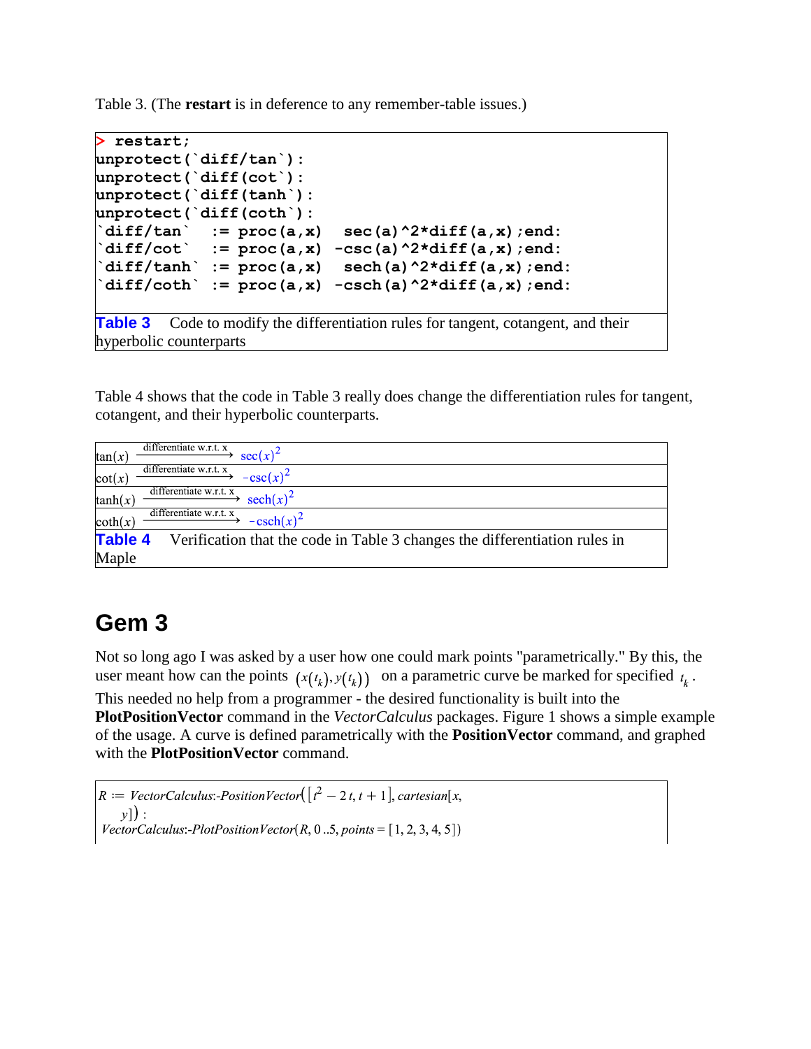Table 3. (The **restart** is in deference to any remember-table issues.)

```
> restart;
unprotect(`diff/tan`):
unprotect(`diff(cot`):
unprotect(`diff(tanh`):
unprotect(`diff(coth`):
`diff/tan`  := proc(a,x)  sec(a)^2*diff(a,x);end:
`diff/cot`  := proc(a,x) -csc(a)^2*diff(a,x);end:
`diff/tanh` := proc(a,x)  sech(a)^2*diff(a,x);end:
`diff/coth` := proc(a,x) -csch(a)^2*diff(a,x);end:
```

**Table 3** Code to modify the differentiation rules for tangent, cotangent, and their hyperbolic counterparts

Table 4 shows that the code in Table 3 really does change the differentiation rules for tangent, cotangent, and their hyperbolic counterparts.

| |
|---|
| $\tan(x) \xrightarrow{\text{differentiate w.r.t. x}} \sec(x)^2$ |
| $\cot(x) \xrightarrow{\text{differentiate w.r.t. x}} -\csc(x)^2$ |
| $\tanh(x) \xrightarrow{\text{differentiate w.r.t. x}} \operatorname{sech}(x)^2$ |
| $\coth(x) \xrightarrow{\text{differentiate w.r.t. x}} -\operatorname{csch}(x)^2$ |

**Table 4** Verification that the code in Table 3 changes the differentiation rules in Maple

# Gem 3

Not so long ago I was asked by a user how one could mark points "parametrically." By this, the user meant how can the points $(x(t_k), y(t_k))$ on a parametric curve be marked for specified $t_k$. This needed no help from a programmer - the desired functionality is built into the **PlotPositionVector** command in the *VectorCalculus* packages. Figure 1 shows a simple example of the usage. A curve is defined parametrically with the **PositionVector** command, and graphed with the **PlotPositionVector** command.

$R := VectorCalculus\text{:-}PositionVector([t^2 - 2t, t + 1], cartesian[x, y]) :$
$VectorCalculus\text{:-}PlotPositionVector(R, 0..5, points = [1, 2, 3, 4, 5])$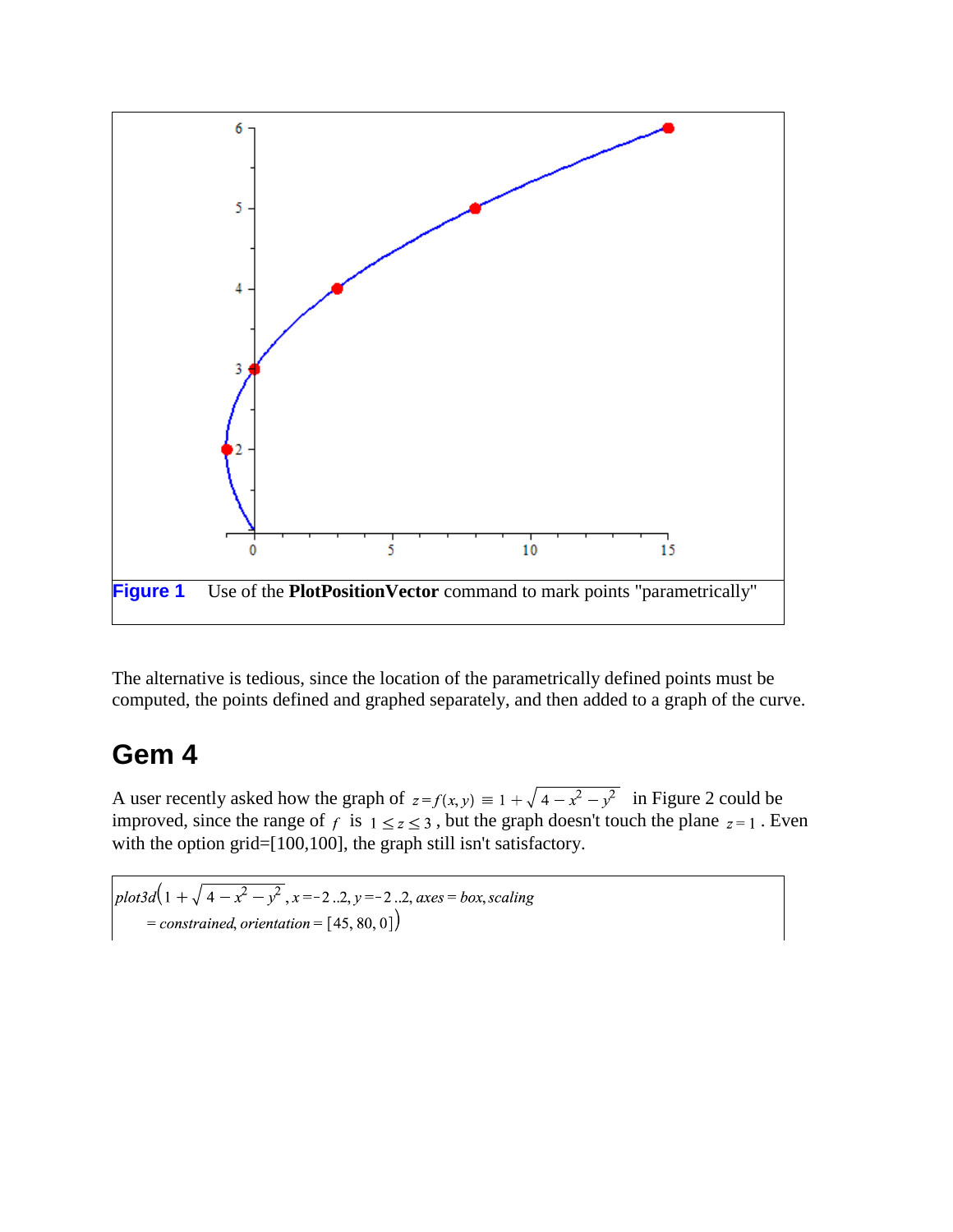**Figure 1** Use of the **PlotPositionVector** command to mark points "parametrically"

The alternative is tedious, since the location of the parametrically defined points must be computed, the points defined and graphed separately, and then added to a graph of the curve.

## Gem 4

A user recently asked how the graph of $z = f(x, y) \equiv 1 + \sqrt{4 - x^2 - y^2}$ in Figure 2 could be improved, since the range of $f$ is $1 \le z \le 3$, but the graph doesn't touch the plane $z = 1$. Even with the option grid=[100,100], the graph still isn't satisfactory.

$$plot3d\left(1 + \sqrt{4 - x^2 - y^2}, x = -2..2, y = -2..2, axes = box, scaling = constrained, orientation = [45, 80, 0]\right)$$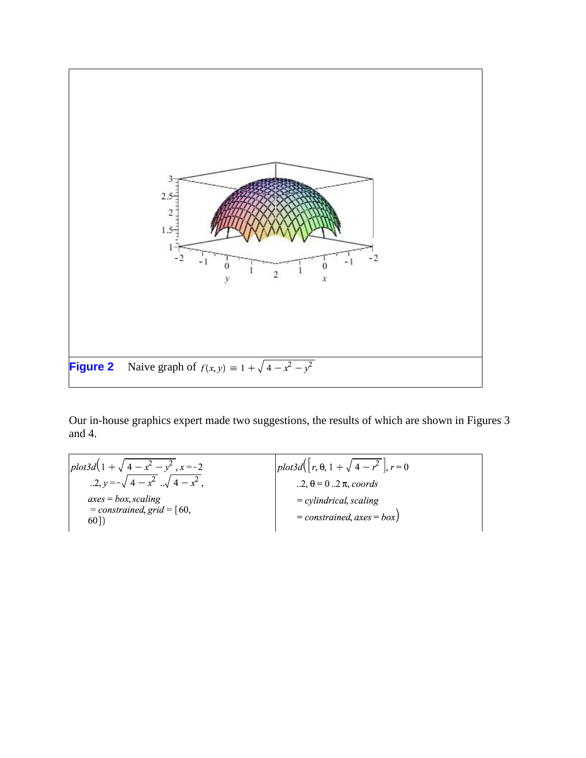**Figure 2** Naive graph of $f(x, y) \equiv 1 + \sqrt{4 - x^2 - y^2}$

Our in-house graphics expert made two suggestions, the results of which are shown in Figures 3 and 4.

| $plot3d\left(1 + \sqrt{4 - x^2 - y^2}, x = -2 \,..\, 2, y = -\sqrt{4 - x^2} \,..\, \sqrt{4 - x^2}, axes = box, scaling = constrained, grid = [60, 60]\right)$ | $plot3d\left(\left[r, \theta, 1 + \sqrt{4 - r^2}\right], r = 0 \,..\, 2, \theta = 0 \,..\, 2\pi, coords = cylindrical, scaling = constrained, axes = box\right)$ |
| --- | --- |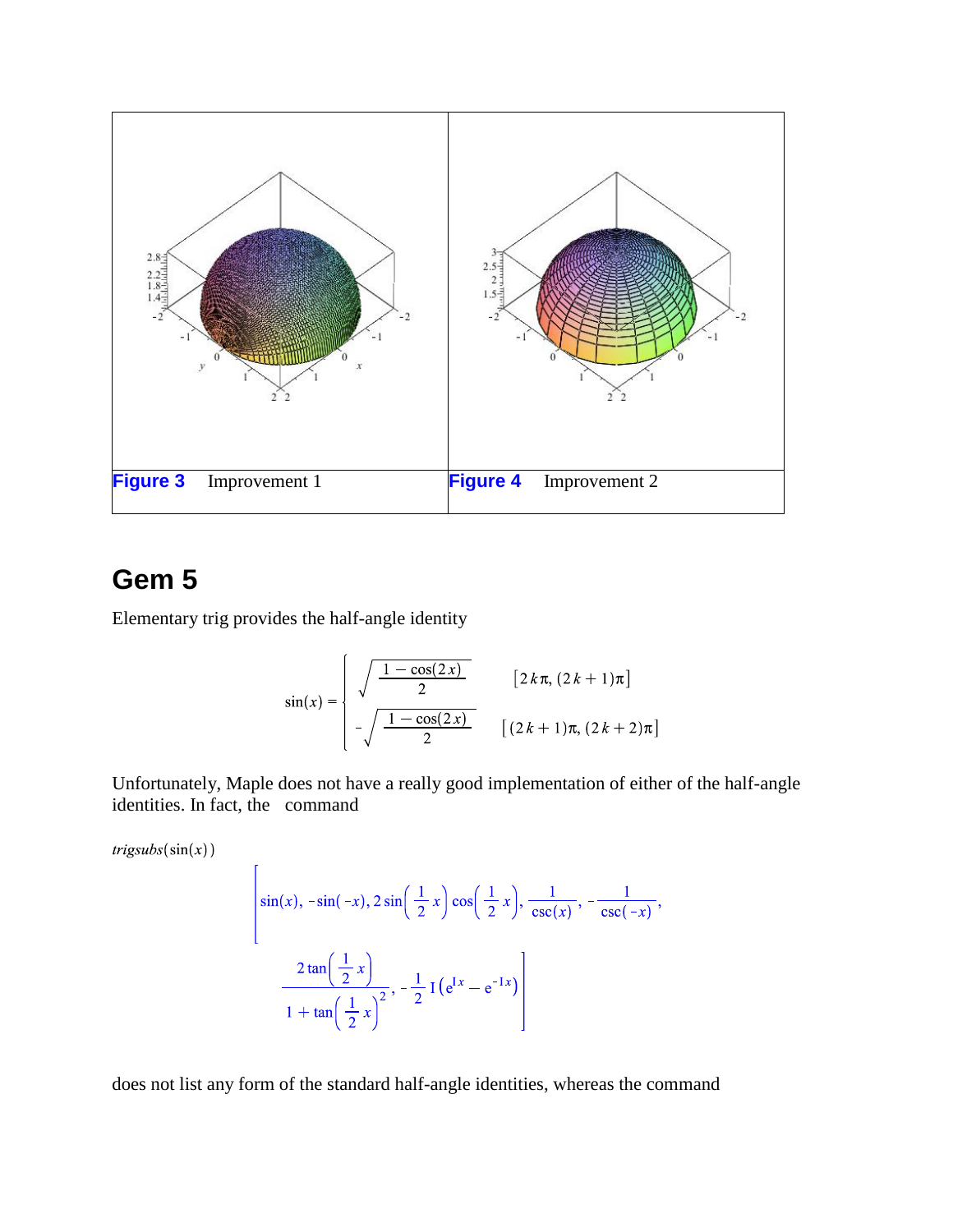| **Figure 3** Improvement 1 | **Figure 4** Improvement 2 |
|---|---|

## Gem 5

Elementary trig provides the half-angle identity

$$\sin(x) = \begin{cases} \sqrt{\dfrac{1-\cos(2x)}{2}} & [2k\pi, (2k+1)\pi] \\ -\sqrt{\dfrac{1-\cos(2x)}{2}} & [(2k+1)\pi, (2k+2)\pi] \end{cases}$$

Unfortunately, Maple does not have a really good implementation of either of the half-angle identities. In fact, the command

*trigsubs*(sin(*x*))

$$\left[\sin(x), -\sin(-x), 2\sin\left(\frac{1}{2}x\right)\cos\left(\frac{1}{2}x\right), \frac{1}{\csc(x)}, -\frac{1}{\csc(-x)}, \frac{2\tan\left(\frac{1}{2}x\right)}{1+\tan\left(\frac{1}{2}x\right)^2}, -\frac{1}{2}\,\mathrm{I}\left(e^{\mathrm{I}x} - e^{-\mathrm{I}x}\right)\right]$$

does not list any form of the standard half-angle identities, whereas the command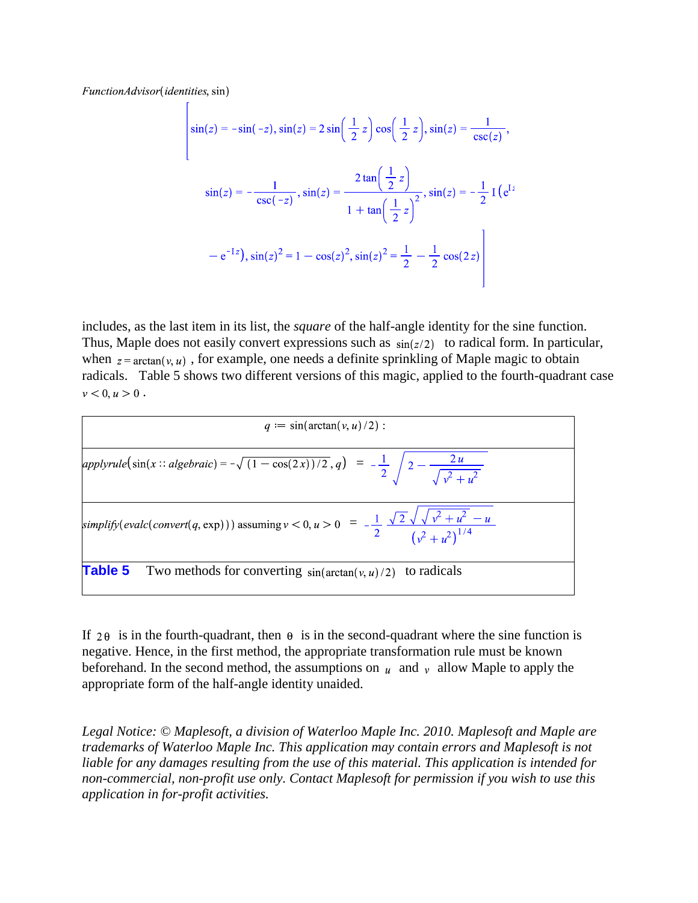*FunctionAdvisor*(*identities*, sin)

$$\left[\sin(z) = -\sin(-z), \sin(z) = 2\sin\left(\frac{1}{2}z\right)\cos\left(\frac{1}{2}z\right), \sin(z) = \frac{1}{\csc(z)}, \sin(z) = -\frac{1}{\csc(-z)}, \sin(z) = \frac{2\tan\left(\frac{1}{2}z\right)}{1+\tan\left(\frac{1}{2}z\right)^2}, \sin(z) = -\frac{1}{2}\,\mathrm{I}\left(e^{\mathrm{I}z} - e^{-\mathrm{I}z}\right), \sin(z)^2 = 1-\cos(z)^2, \sin(z)^2 = \frac{1}{2}-\frac{1}{2}\cos(2z)\right]$$

includes, as the last item in its list, the *square* of the half-angle identity for the sine function. Thus, Maple does not easily convert expressions such as $\sin(z/2)$ to radical form. In particular, when $z = \arctan(v, u)$, for example, one needs a definite sprinkling of Maple magic to obtain radicals. Table 5 shows two different versions of this magic, applied to the fourth-quadrant case $v < 0, u > 0$.

| | |
|---|---|
| $q := \sin(\arctan(v,u)/2):$ | |
| $applyrule\left(\sin(x::algebraic) = -\sqrt{(1-\cos(2x))/2}, q\right)$ | $= -\frac{1}{2}\sqrt{2-\frac{2u}{\sqrt{v^2+u^2}}}$ |
| $simplify(evalc(convert(q, \exp)))$ assuming $v < 0, u > 0$ | $= -\frac{1}{2}\,\frac{\sqrt{2}\sqrt{\sqrt{v^2+u^2}-u}}{\left(v^2+u^2\right)^{1/4}}$ |

**Table 5** Two methods for converting $\sin(\arctan(v,u)/2)$ to radicals

If $2\theta$ is in the fourth-quadrant, then $\theta$ is in the second-quadrant where the sine function is negative. Hence, in the first method, the appropriate transformation rule must be known beforehand. In the second method, the assumptions on $u$ and $v$ allow Maple to apply the appropriate form of the half-angle identity unaided.

*Legal Notice: © Maplesoft, a division of Waterloo Maple Inc. 2010. Maplesoft and Maple are trademarks of Waterloo Maple Inc. This application may contain errors and Maplesoft is not liable for any damages resulting from the use of this material. This application is intended for non-commercial, non-profit use only. Contact Maplesoft for permission if you wish to use this application in for-profit activities.*